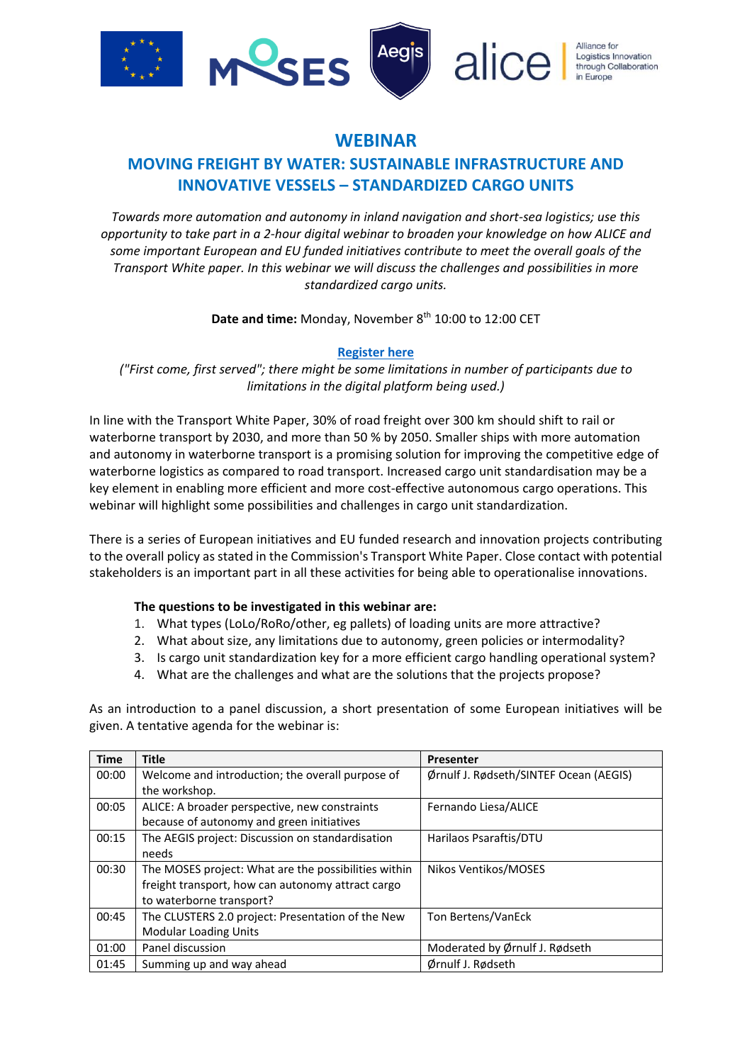# WEBINAR

## MOVING FREIGHT BY WATER: SUSTAINABLE INFRASTRUCTURE AND INNOVATIVE VESSELS – STANDARDIZED CARGO UNITS

*Towards more automation and autonomy in inland navigation and short-sea logistics; use this opportunity to take part in a 2-hour digital webinar to broaden your knowledge on how ALICE and some important European and EU funded initiatives contribute to meet the overall goals of the Transport White paper. In this webinar we will discuss the challenges and possibilities in more standardized cargo units.*

**Date and time:** Monday, November 8th 10:00 to 12:00 CET

**Register here**

*("First come, first served"; there might be some limitations in number of participants due to limitations in the digital platform being used.)*

In line with the Transport White Paper, 30% of road freight over 300 km should shift to rail or waterborne transport by 2030, and more than 50 % by 2050. Smaller ships with more automation and autonomy in waterborne transport is a promising solution for improving the competitive edge of waterborne logistics as compared to road transport. Increased cargo unit standardisation may be a key element in enabling more efficient and more cost-effective autonomous cargo operations. This webinar will highlight some possibilities and challenges in cargo unit standardization.

There is a series of European initiatives and EU funded research and innovation projects contributing to the overall policy as stated in the Commission's Transport White Paper. Close contact with potential stakeholders is an important part in all these activities for being able to operationalise innovations.

**The questions to be investigated in this webinar are:**

1. What types (LoLo/RoRo/other, eg pallets) of loading units are more attractive?
2. What about size, any limitations due to autonomy, green policies or intermodality?
3. Is cargo unit standardization key for a more efficient cargo handling operational system?
4. What are the challenges and what are the solutions that the projects propose?

As an introduction to a panel discussion, a short presentation of some European initiatives will be given. A tentative agenda for the webinar is:

| Time | Title | Presenter |
|---|---|---|
| 00:00 | Welcome and introduction; the overall purpose of the workshop. | Ørnulf J. Rødseth/SINTEF Ocean (AEGIS) |
| 00:05 | ALICE: A broader perspective, new constraints because of autonomy and green initiatives | Fernando Liesa/ALICE |
| 00:15 | The AEGIS project: Discussion on standardisation needs | Harilaos Psaraftis/DTU |
| 00:30 | The MOSES project: What are the possibilities within freight transport, how can autonomy attract cargo to waterborne transport? | Nikos Ventikos/MOSES |
| 00:45 | The CLUSTERS 2.0 project: Presentation of the New Modular Loading Units | Ton Bertens/VanEck |
| 01:00 | Panel discussion | Moderated by Ørnulf J. Rødseth |
| 01:45 | Summing up and way ahead | Ørnulf J. Rødseth |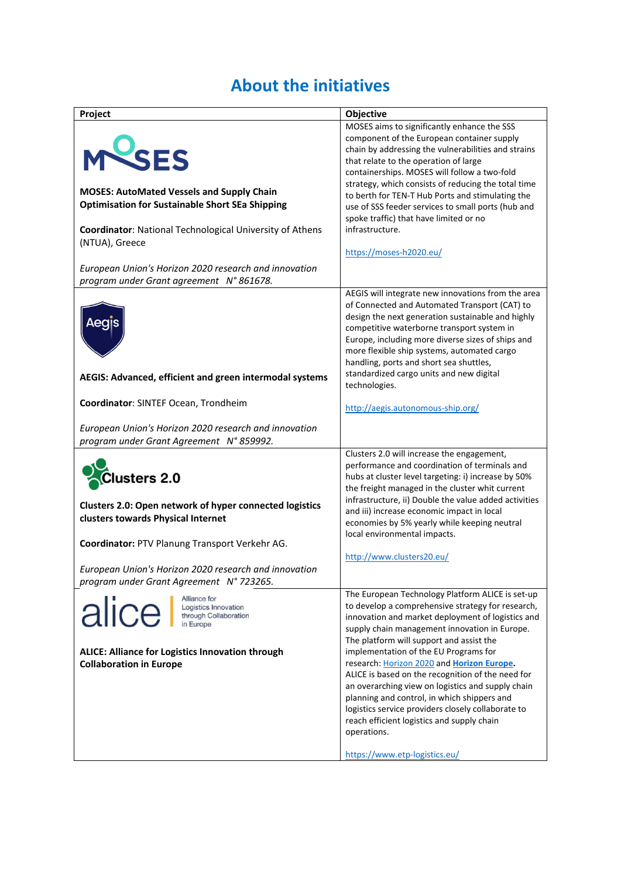# About the initiatives

| Project | Objective |
|---|---|
| **MOSES: AutoMated Vessels and Supply Chain Optimisation for Sustainable Short SEa Shipping**<br><br>**Coordinator**: National Technological University of Athens (NTUA), Greece<br><br>*European Union's Horizon 2020 research and innovation program under Grant agreement N° 861678.* | MOSES aims to significantly enhance the SSS component of the European container supply chain by addressing the vulnerabilities and strains that relate to the operation of large containerships. MOSES will follow a two-fold strategy, which consists of reducing the total time to berth for TEN-T Hub Ports and stimulating the use of SSS feeder services to small ports (hub and spoke traffic) that have limited or no infrastructure.<br><br>https://moses-h2020.eu/ |
| **AEGIS: Advanced, efficient and green intermodal systems**<br><br>**Coordinator**: SINTEF Ocean, Trondheim<br><br>*European Union's Horizon 2020 research and innovation program under Grant Agreement N° 859992.* | AEGIS will integrate new innovations from the area of Connected and Automated Transport (CAT) to design the next generation sustainable and highly competitive waterborne transport system in Europe, including more diverse sizes of ships and more flexible ship systems, automated cargo handling, ports and short sea shuttles, standardized cargo units and new digital technologies.<br><br>http://aegis.autonomous-ship.org/ |
| **Clusters 2.0: Open network of hyper connected logistics clusters towards Physical Internet**<br><br>**Coordinator:** PTV Planung Transport Verkehr AG.<br><br>*European Union's Horizon 2020 research and innovation program under Grant Agreement N° 723265.* | Clusters 2.0 will increase the engagement, performance and coordination of terminals and hubs at cluster level targeting: i) increase by 50% the freight managed in the cluster whit current infrastructure, ii) Double the value added activities and iii) increase economic impact in local economies by 5% yearly while keeping neutral local environmental impacts.<br><br>http://www.clusters20.eu/ |
| **ALICE: Alliance for Logistics Innovation through Collaboration in Europe** | The European Technology Platform ALICE is set-up to develop a comprehensive strategy for research, innovation and market deployment of logistics and supply chain management innovation in Europe. The platform will support and assist the implementation of the EU Programs for research: Horizon 2020 and **Horizon Europe**. ALICE is based on the recognition of the need for an overarching view on logistics and supply chain planning and control, in which shippers and logistics service providers closely collaborate to reach efficient logistics and supply chain operations.<br><br>https://www.etp-logistics.eu/ |